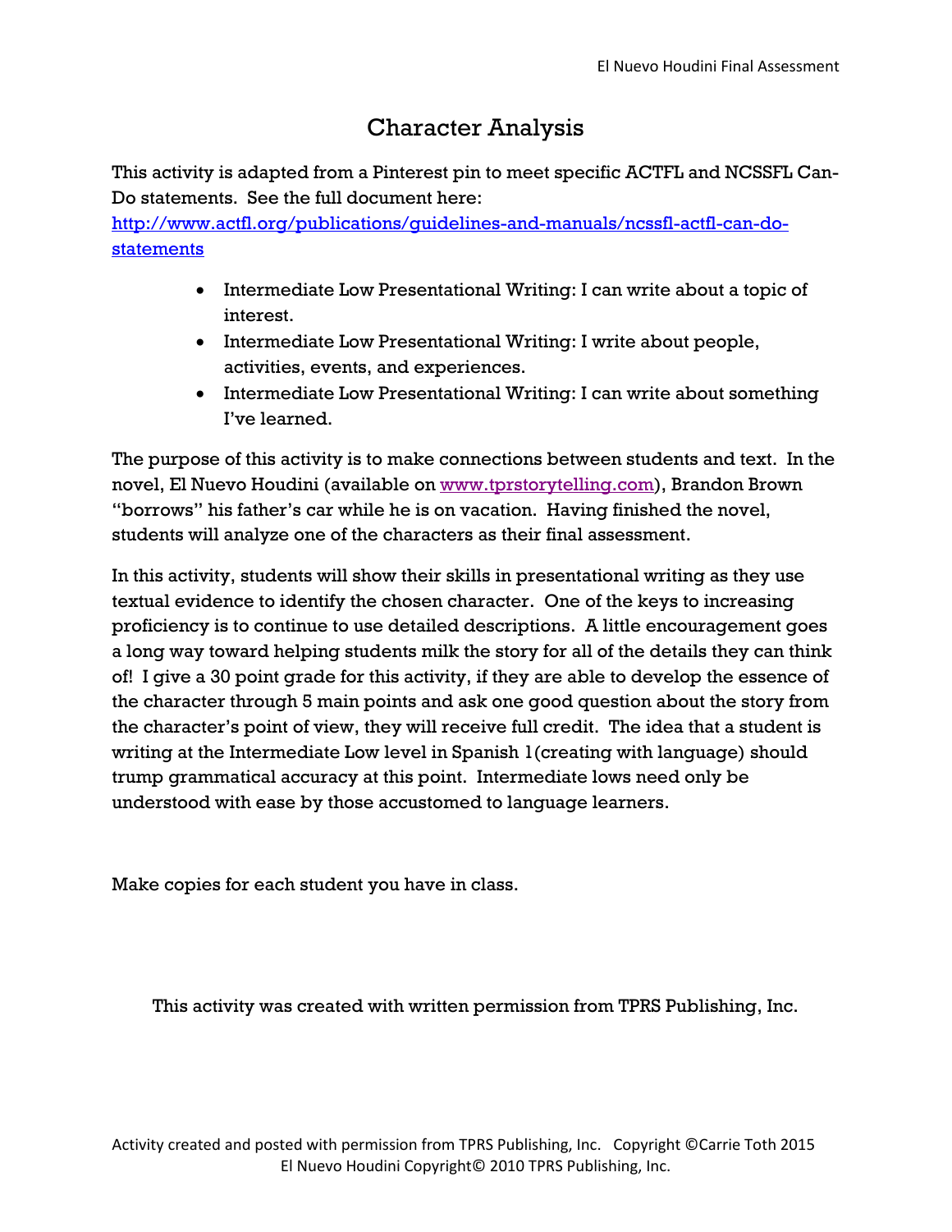# Character Analysis

This activity is adapted from a Pinterest pin to meet specific ACTFL and NCSSFL Can-Do statements. See the full document here: [http://www.actfl.org/publications/guidelines-and-manuals/ncssfl-actfl-can-do-statements](http://www.actfl.org/publications/guidelines-and-manuals/ncssfl-actfl-can-do-statements)

- Intermediate Low Presentational Writing: I can write about a topic of interest.
- Intermediate Low Presentational Writing: I write about people, activities, events, and experiences.
- Intermediate Low Presentational Writing: I can write about something I've learned.

The purpose of this activity is to make connections between students and text. In the novel, El Nuevo Houdini (available on [www.tprstorytelling.com](http://www.tprstorytelling.com)), Brandon Brown "borrows" his father's car while he is on vacation. Having finished the novel, students will analyze one of the characters as their final assessment.

In this activity, students will show their skills in presentational writing as they use textual evidence to identify the chosen character. One of the keys to increasing proficiency is to continue to use detailed descriptions. A little encouragement goes a long way toward helping students milk the story for all of the details they can think of! I give a 30 point grade for this activity, if they are able to develop the essence of the character through 5 main points and ask one good question about the story from the character's point of view, they will receive full credit. The idea that a student is writing at the Intermediate Low level in Spanish 1(creating with language) should trump grammatical accuracy at this point. Intermediate lows need only be understood with ease by those accustomed to language learners.

Make copies for each student you have in class.

This activity was created with written permission from TPRS Publishing, Inc.

Activity created and posted with permission from TPRS Publishing, Inc. Copyright ©Carrie Toth 2015
El Nuevo Houdini Copyright© 2010 TPRS Publishing, Inc.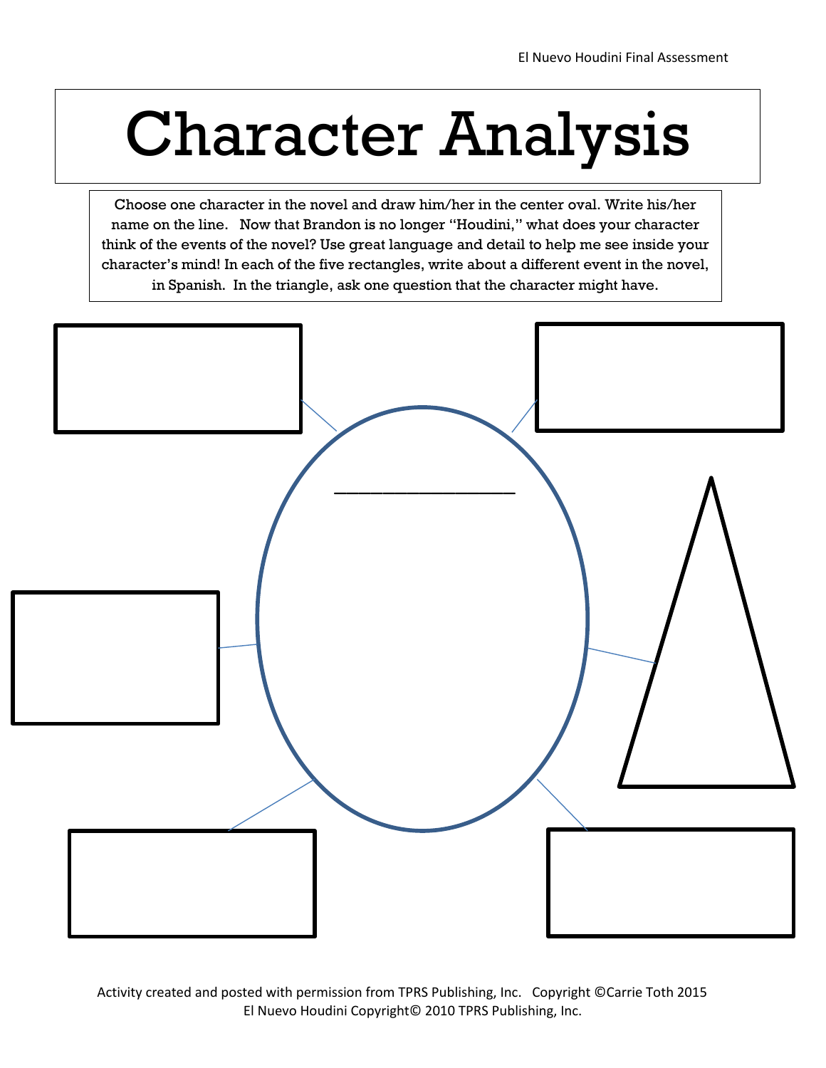# Character Analysis

Choose one character in the novel and draw him/her in the center oval. Write his/her name on the line. Now that Brandon is no longer "Houdini," what does your character think of the events of the novel? Use great language and detail to help me see inside your character's mind! In each of the five rectangles, write about a different event in the novel, in Spanish. In the triangle, ask one question that the character might have.

\_\_\_\_\_\_\_\_\_\_\_\_\_\_\_\_

Activity created and posted with permission from TPRS Publishing, Inc. Copyright ©Carrie Toth 2015
El Nuevo Houdini Copyright© 2010 TPRS Publishing, Inc.